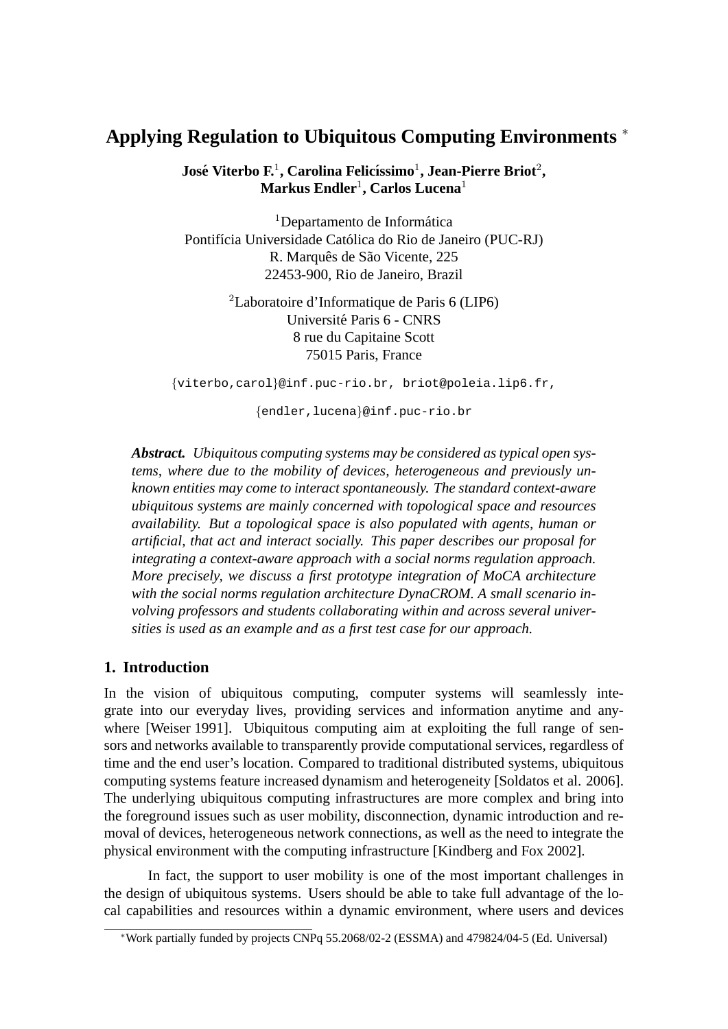# Applying Regulation to Ubiquitous Computing Environments *

**José Viterbo F.[1], Carolina Felicíssimo[1], Jean-Pierre Briot[2], Markus Endler[1], Carlos Lucena[1]**

[1]Departamento de Informática
Pontifícia Universidade Católica do Rio de Janeiro (PUC-RJ)
R. Marquês de São Vicente, 225
22453-900, Rio de Janeiro, Brazil

[2]Laboratoire d'Informatique de Paris 6 (LIP6)
Université Paris 6 - CNRS
8 rue du Capitaine Scott
75015 Paris, France

{viterbo,carol}@inf.puc-rio.br, briot@poleia.lip6.fr,

{endler,lucena}@inf.puc-rio.br

***Abstract.*** *Ubiquitous computing systems may be considered as typical open systems, where due to the mobility of devices, heterogeneous and previously unknown entities may come to interact spontaneously. The standard context-aware ubiquitous systems are mainly concerned with topological space and resources availability. But a topological space is also populated with agents, human or artificial, that act and interact socially. This paper describes our proposal for integrating a context-aware approach with a social norms regulation approach. More precisely, we discuss a first prototype integration of MoCA architecture with the social norms regulation architecture DynaCROM. A small scenario involving professors and students collaborating within and across several universities is used as an example and as a first test case for our approach.*

## 1. Introduction

In the vision of ubiquitous computing, computer systems will seamlessly integrate into our everyday lives, providing services and information anytime and anywhere [Weiser 1991]. Ubiquitous computing aim at exploiting the full range of sensors and networks available to transparently provide computational services, regardless of time and the end user's location. Compared to traditional distributed systems, ubiquitous computing systems feature increased dynamism and heterogeneity [Soldatos et al. 2006]. The underlying ubiquitous computing infrastructures are more complex and bring into the foreground issues such as user mobility, disconnection, dynamic introduction and removal of devices, heterogeneous network connections, as well as the need to integrate the physical environment with the computing infrastructure [Kindberg and Fox 2002].

In fact, the support to user mobility is one of the most important challenges in the design of ubiquitous systems. Users should be able to take full advantage of the local capabilities and resources within a dynamic environment, where users and devices

*Work partially funded by projects CNPq 55.2068/02-2 (ESSMA) and 479824/04-5 (Ed. Universal)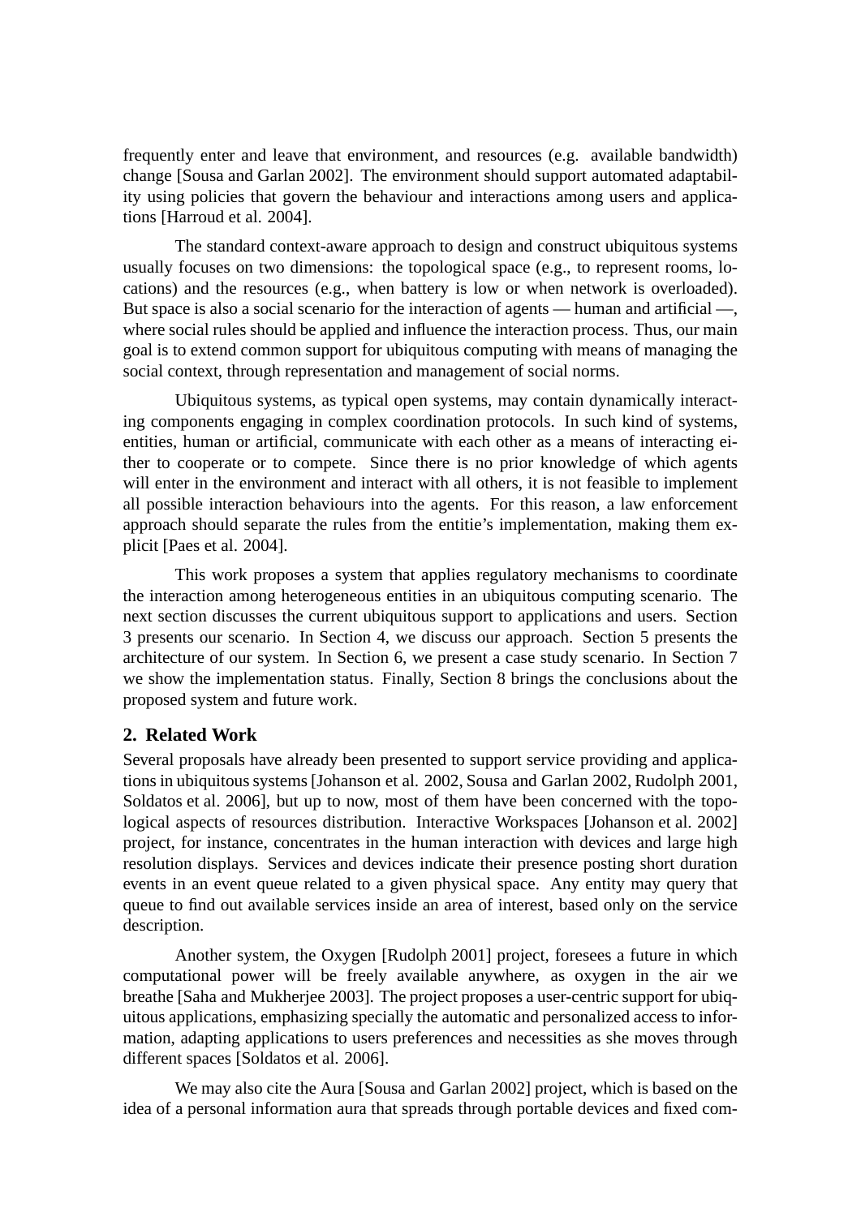frequently enter and leave that environment, and resources (e.g. available bandwidth) change [Sousa and Garlan 2002]. The environment should support automated adaptability using policies that govern the behaviour and interactions among users and applications [Harroud et al. 2004].

The standard context-aware approach to design and construct ubiquitous systems usually focuses on two dimensions: the topological space (e.g., to represent rooms, locations) and the resources (e.g., when battery is low or when network is overloaded). But space is also a social scenario for the interaction of agents — human and artificial —, where social rules should be applied and influence the interaction process. Thus, our main goal is to extend common support for ubiquitous computing with means of managing the social context, through representation and management of social norms.

Ubiquitous systems, as typical open systems, may contain dynamically interacting components engaging in complex coordination protocols. In such kind of systems, entities, human or artificial, communicate with each other as a means of interacting either to cooperate or to compete. Since there is no prior knowledge of which agents will enter in the environment and interact with all others, it is not feasible to implement all possible interaction behaviours into the agents. For this reason, a law enforcement approach should separate the rules from the entitie's implementation, making them explicit [Paes et al. 2004].

This work proposes a system that applies regulatory mechanisms to coordinate the interaction among heterogeneous entities in an ubiquitous computing scenario. The next section discusses the current ubiquitous support to applications and users. Section 3 presents our scenario. In Section 4, we discuss our approach. Section 5 presents the architecture of our system. In Section 6, we present a case study scenario. In Section 7 we show the implementation status. Finally, Section 8 brings the conclusions about the proposed system and future work.

## 2. Related Work

Several proposals have already been presented to support service providing and applications in ubiquitous systems [Johanson et al. 2002, Sousa and Garlan 2002, Rudolph 2001, Soldatos et al. 2006], but up to now, most of them have been concerned with the topological aspects of resources distribution. Interactive Workspaces [Johanson et al. 2002] project, for instance, concentrates in the human interaction with devices and large high resolution displays. Services and devices indicate their presence posting short duration events in an event queue related to a given physical space. Any entity may query that queue to find out available services inside an area of interest, based only on the service description.

Another system, the Oxygen [Rudolph 2001] project, foresees a future in which computational power will be freely available anywhere, as oxygen in the air we breathe [Saha and Mukherjee 2003]. The project proposes a user-centric support for ubiquitous applications, emphasizing specially the automatic and personalized access to information, adapting applications to users preferences and necessities as she moves through different spaces [Soldatos et al. 2006].

We may also cite the Aura [Sousa and Garlan 2002] project, which is based on the idea of a personal information aura that spreads through portable devices and fixed com-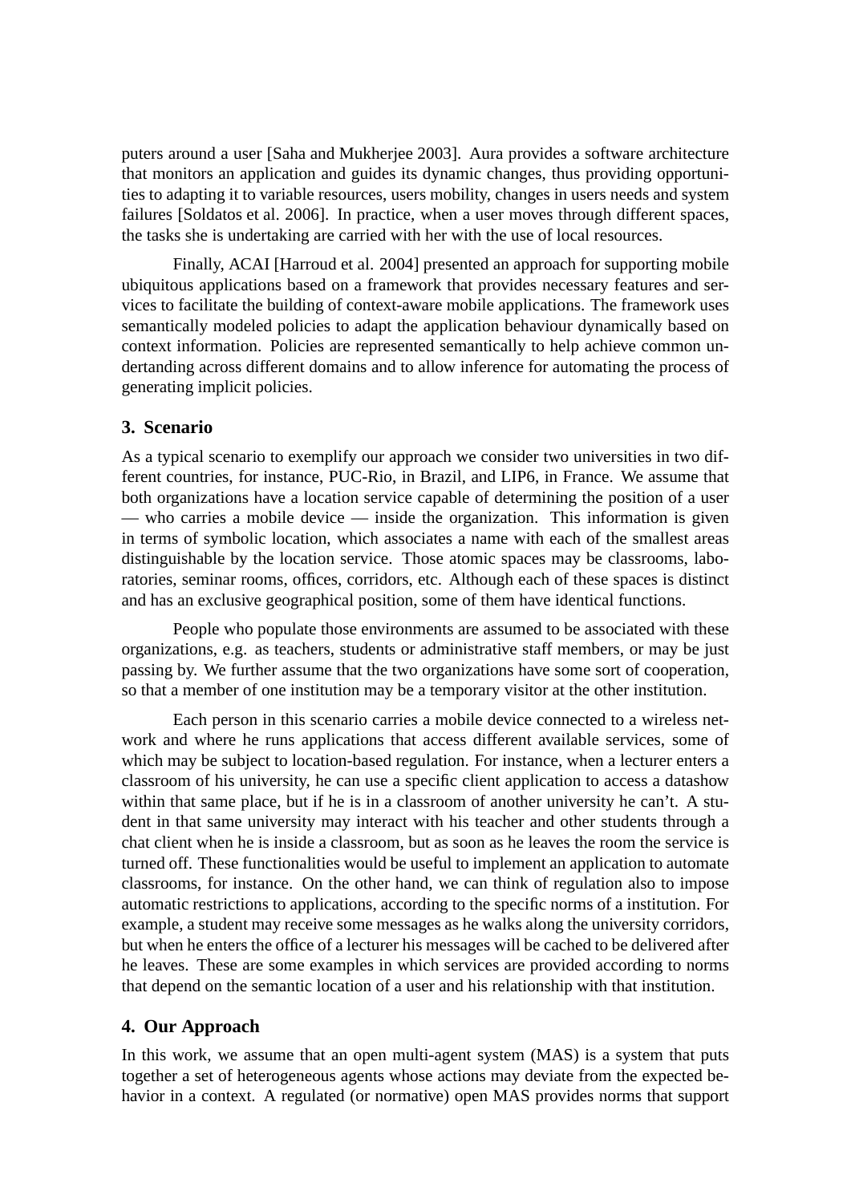puters around a user [Saha and Mukherjee 2003]. Aura provides a software architecture that monitors an application and guides its dynamic changes, thus providing opportunities to adapting it to variable resources, users mobility, changes in users needs and system failures [Soldatos et al. 2006]. In practice, when a user moves through different spaces, the tasks she is undertaking are carried with her with the use of local resources.

Finally, ACAI [Harroud et al. 2004] presented an approach for supporting mobile ubiquitous applications based on a framework that provides necessary features and services to facilitate the building of context-aware mobile applications. The framework uses semantically modeled policies to adapt the application behaviour dynamically based on context information. Policies are represented semantically to help achieve common undertanding across different domains and to allow inference for automating the process of generating implicit policies.

## 3. Scenario

As a typical scenario to exemplify our approach we consider two universities in two different countries, for instance, PUC-Rio, in Brazil, and LIP6, in France. We assume that both organizations have a location service capable of determining the position of a user — who carries a mobile device — inside the organization. This information is given in terms of symbolic location, which associates a name with each of the smallest areas distinguishable by the location service. Those atomic spaces may be classrooms, laboratories, seminar rooms, offices, corridors, etc. Although each of these spaces is distinct and has an exclusive geographical position, some of them have identical functions.

People who populate those environments are assumed to be associated with these organizations, e.g. as teachers, students or administrative staff members, or may be just passing by. We further assume that the two organizations have some sort of cooperation, so that a member of one institution may be a temporary visitor at the other institution.

Each person in this scenario carries a mobile device connected to a wireless network and where he runs applications that access different available services, some of which may be subject to location-based regulation. For instance, when a lecturer enters a classroom of his university, he can use a specific client application to access a datashow within that same place, but if he is in a classroom of another university he can't. A student in that same university may interact with his teacher and other students through a chat client when he is inside a classroom, but as soon as he leaves the room the service is turned off. These functionalities would be useful to implement an application to automate classrooms, for instance. On the other hand, we can think of regulation also to impose automatic restrictions to applications, according to the specific norms of a institution. For example, a student may receive some messages as he walks along the university corridors, but when he enters the office of a lecturer his messages will be cached to be delivered after he leaves. These are some examples in which services are provided according to norms that depend on the semantic location of a user and his relationship with that institution.

## 4. Our Approach

In this work, we assume that an open multi-agent system (MAS) is a system that puts together a set of heterogeneous agents whose actions may deviate from the expected behavior in a context. A regulated (or normative) open MAS provides norms that support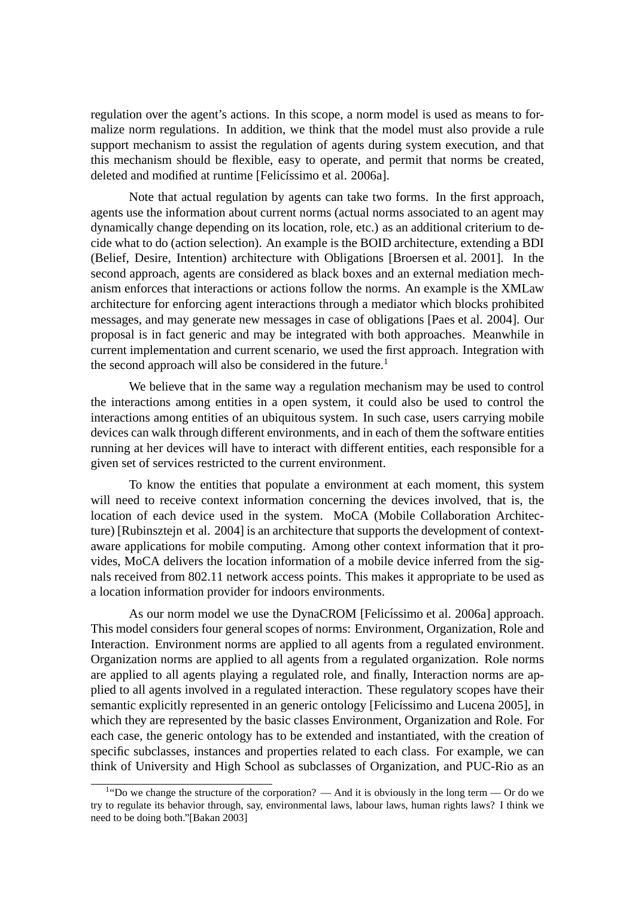regulation over the agent's actions. In this scope, a norm model is used as means to formalize norm regulations. In addition, we think that the model must also provide a rule support mechanism to assist the regulation of agents during system execution, and that this mechanism should be flexible, easy to operate, and permit that norms be created, deleted and modified at runtime [Felicíssimo et al. 2006a].

Note that actual regulation by agents can take two forms. In the first approach, agents use the information about current norms (actual norms associated to an agent may dynamically change depending on its location, role, etc.) as an additional criterium to decide what to do (action selection). An example is the BOID architecture, extending a BDI (Belief, Desire, Intention) architecture with Obligations [Broersen et al. 2001]. In the second approach, agents are considered as black boxes and an external mediation mechanism enforces that interactions or actions follow the norms. An example is the XMLaw architecture for enforcing agent interactions through a mediator which blocks prohibited messages, and may generate new messages in case of obligations [Paes et al. 2004]. Our proposal is in fact generic and may be integrated with both approaches. Meanwhile in current implementation and current scenario, we used the first approach. Integration with the second approach will also be considered in the future.[1]

We believe that in the same way a regulation mechanism may be used to control the interactions among entities in a open system, it could also be used to control the interactions among entities of an ubiquitous system. In such case, users carrying mobile devices can walk through different environments, and in each of them the software entities running at her devices will have to interact with different entities, each responsible for a given set of services restricted to the current environment.

To know the entities that populate a environment at each moment, this system will need to receive context information concerning the devices involved, that is, the location of each device used in the system. MoCA (Mobile Collaboration Architecture) [Rubinsztejn et al. 2004] is an architecture that supports the development of context-aware applications for mobile computing. Among other context information that it provides, MoCA delivers the location information of a mobile device inferred from the signals received from 802.11 network access points. This makes it appropriate to be used as a location information provider for indoors environments.

As our norm model we use the DynaCROM [Felicíssimo et al. 2006a] approach. This model considers four general scopes of norms: Environment, Organization, Role and Interaction. Environment norms are applied to all agents from a regulated environment. Organization norms are applied to all agents from a regulated organization. Role norms are applied to all agents playing a regulated role, and finally, Interaction norms are applied to all agents involved in a regulated interaction. These regulatory scopes have their semantic explicitly represented in an generic ontology [Felicíssimo and Lucena 2005], in which they are represented by the basic classes Environment, Organization and Role. For each case, the generic ontology has to be extended and instantiated, with the creation of specific subclasses, instances and properties related to each class. For example, we can think of University and High School as subclasses of Organization, and PUC-Rio as an

[1] "Do we change the structure of the corporation? — And it is obviously in the long term — Or do we try to regulate its behavior through, say, environmental laws, labour laws, human rights laws? I think we need to be doing both."[Bakan 2003]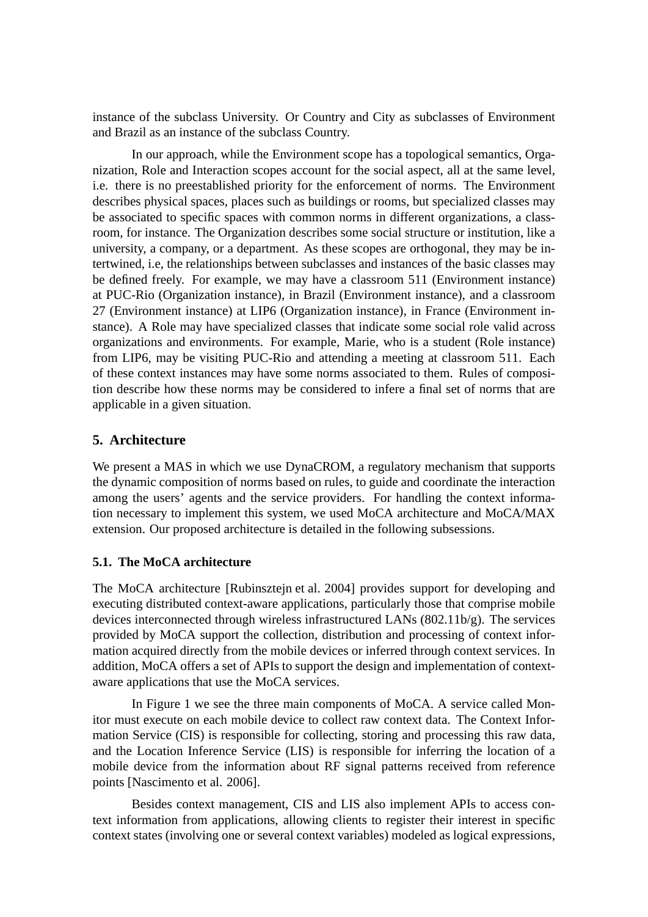instance of the subclass University. Or Country and City as subclasses of Environment and Brazil as an instance of the subclass Country.

In our approach, while the Environment scope has a topological semantics, Organization, Role and Interaction scopes account for the social aspect, all at the same level, i.e. there is no preestablished priority for the enforcement of norms. The Environment describes physical spaces, places such as buildings or rooms, but specialized classes may be associated to specific spaces with common norms in different organizations, a classroom, for instance. The Organization describes some social structure or institution, like a university, a company, or a department. As these scopes are orthogonal, they may be intertwined, i.e, the relationships between subclasses and instances of the basic classes may be defined freely. For example, we may have a classroom 511 (Environment instance) at PUC-Rio (Organization instance), in Brazil (Environment instance), and a classroom 27 (Environment instance) at LIP6 (Organization instance), in France (Environment instance). A Role may have specialized classes that indicate some social role valid across organizations and environments. For example, Marie, who is a student (Role instance) from LIP6, may be visiting PUC-Rio and attending a meeting at classroom 511. Each of these context instances may have some norms associated to them. Rules of composition describe how these norms may be considered to infere a final set of norms that are applicable in a given situation.

## 5. Architecture

We present a MAS in which we use DynaCROM, a regulatory mechanism that supports the dynamic composition of norms based on rules, to guide and coordinate the interaction among the users' agents and the service providers. For handling the context information necessary to implement this system, we used MoCA architecture and MoCA/MAX extension. Our proposed architecture is detailed in the following subsessions.

### 5.1. The MoCA architecture

The MoCA architecture [Rubinsztejn et al. 2004] provides support for developing and executing distributed context-aware applications, particularly those that comprise mobile devices interconnected through wireless infrastructured LANs (802.11b/g). The services provided by MoCA support the collection, distribution and processing of context information acquired directly from the mobile devices or inferred through context services. In addition, MoCA offers a set of APIs to support the design and implementation of context-aware applications that use the MoCA services.

In Figure 1 we see the three main components of MoCA. A service called Monitor must execute on each mobile device to collect raw context data. The Context Information Service (CIS) is responsible for collecting, storing and processing this raw data, and the Location Inference Service (LIS) is responsible for inferring the location of a mobile device from the information about RF signal patterns received from reference points [Nascimento et al. 2006].

Besides context management, CIS and LIS also implement APIs to access context information from applications, allowing clients to register their interest in specific context states (involving one or several context variables) modeled as logical expressions,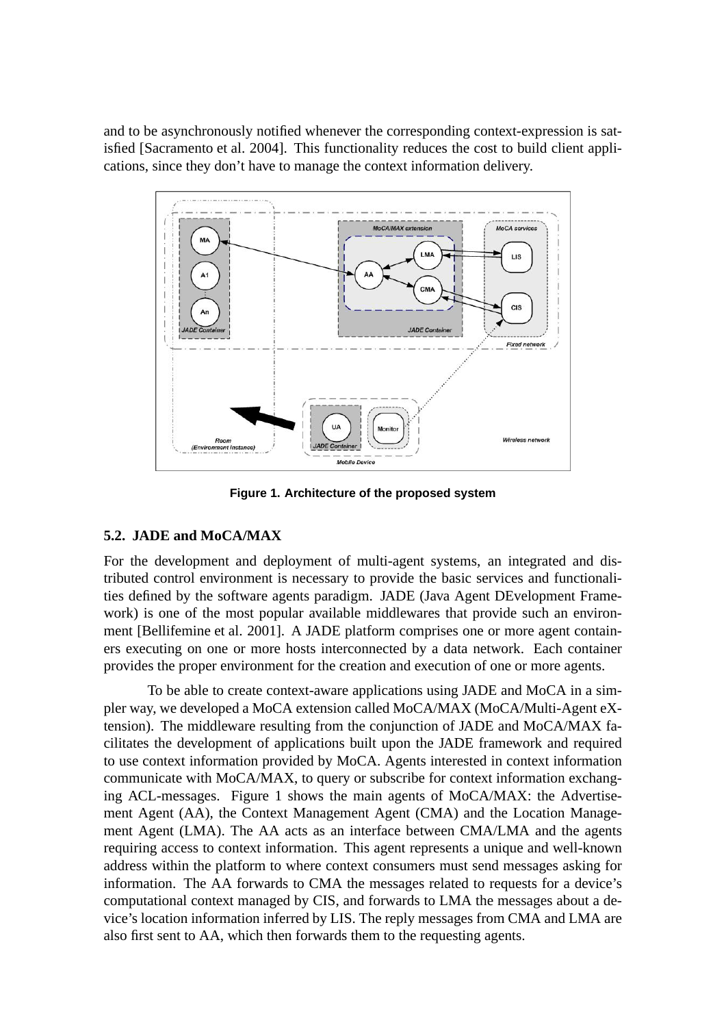and to be asynchronously notified whenever the corresponding context-expression is satisfied [Sacramento et al. 2004]. This functionality reduces the cost to build client applications, since they don't have to manage the context information delivery.

**Figure 1. Architecture of the proposed system**

### 5.2. JADE and MoCA/MAX

For the development and deployment of multi-agent systems, an integrated and distributed control environment is necessary to provide the basic services and functionalities defined by the software agents paradigm. JADE (Java Agent DEvelopment Framework) is one of the most popular available middlewares that provide such an environment [Bellifemine et al. 2001]. A JADE platform comprises one or more agent containers executing on one or more hosts interconnected by a data network. Each container provides the proper environment for the creation and execution of one or more agents.

To be able to create context-aware applications using JADE and MoCA in a simpler way, we developed a MoCA extension called MoCA/MAX (MoCA/Multi-Agent eXtension). The middleware resulting from the conjunction of JADE and MoCA/MAX facilitates the development of applications built upon the JADE framework and required to use context information provided by MoCA. Agents interested in context information communicate with MoCA/MAX, to query or subscribe for context information exchanging ACL-messages. Figure 1 shows the main agents of MoCA/MAX: the Advertisement Agent (AA), the Context Management Agent (CMA) and the Location Management Agent (LMA). The AA acts as an interface between CMA/LMA and the agents requiring access to context information. This agent represents a unique and well-known address within the platform to where context consumers must send messages asking for information. The AA forwards to CMA the messages related to requests for a device's computational context managed by CIS, and forwards to LMA the messages about a device's location information inferred by LIS. The reply messages from CMA and LMA are also first sent to AA, which then forwards them to the requesting agents.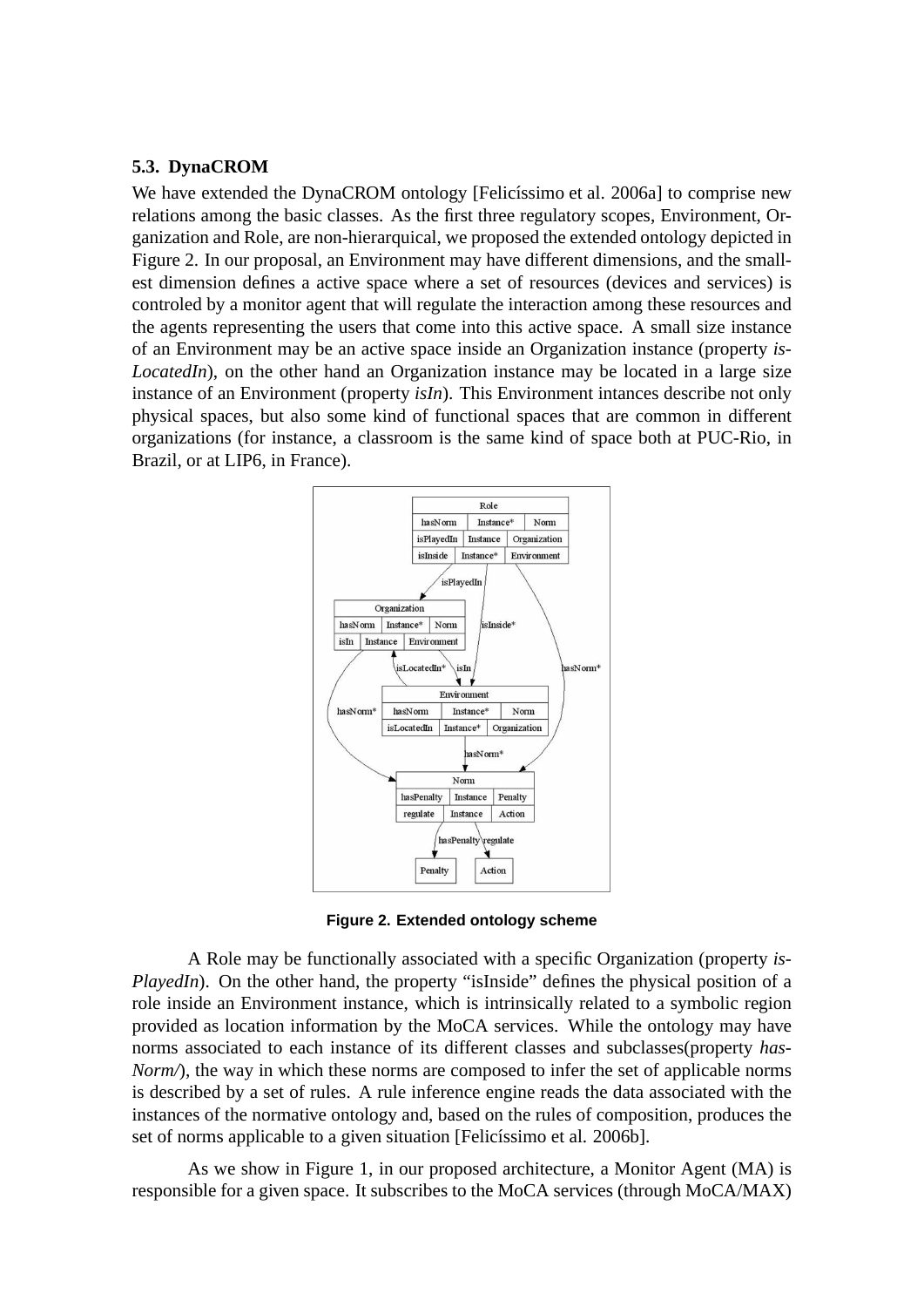### 5.3. DynaCROM

We have extended the DynaCROM ontology [Felicíssimo et al. 2006a] to comprise new relations among the basic classes. As the first three regulatory scopes, Environment, Organization and Role, are non-hierarquical, we proposed the extended ontology depicted in Figure 2. In our proposal, an Environment may have different dimensions, and the smallest dimension defines a active space where a set of resources (devices and services) is controled by a monitor agent that will regulate the interaction among these resources and the agents representing the users that come into this active space. A small size instance of an Environment may be an active space inside an Organization instance (property *isLocatedIn*), on the other hand an Organization instance may be located in a large size instance of an Environment (property *isIn*). This Environment intances describe not only physical spaces, but also some kind of functional spaces that are common in different organizations (for instance, a classroom is the same kind of space both at PUC-Rio, in Brazil, or at LIP6, in France).

**Figure 2. Extended ontology scheme**

A Role may be functionally associated with a specific Organization (property *isPlayedIn*). On the other hand, the property "isInside" defines the physical position of a role inside an Environment instance, which is intrinsically related to a symbolic region provided as location information by the MoCA services. While the ontology may have norms associated to each instance of its different classes and subclasses(property *hasNorm/*), the way in which these norms are composed to infer the set of applicable norms is described by a set of rules. A rule inference engine reads the data associated with the instances of the normative ontology and, based on the rules of composition, produces the set of norms applicable to a given situation [Felicíssimo et al. 2006b].

As we show in Figure 1, in our proposed architecture, a Monitor Agent (MA) is responsible for a given space. It subscribes to the MoCA services (through MoCA/MAX)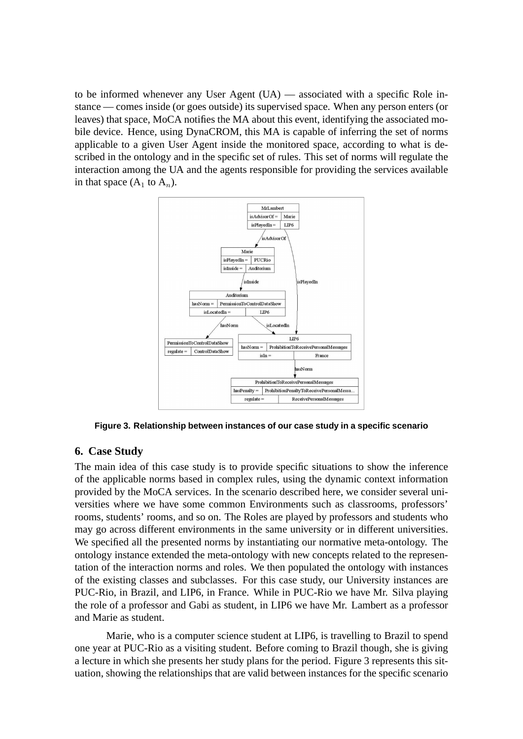to be informed whenever any User Agent (UA) — associated with a specific Role instance — comes inside (or goes outside) its supervised space. When any person enters (or leaves) that space, MoCA notifies the MA about this event, identifying the associated mobile device. Hence, using DynaCROM, this MA is capable of inferring the set of norms applicable to a given User Agent inside the monitored space, according to what is described in the ontology and in the specific set of rules. This set of norms will regulate the interaction among the UA and the agents responsible for providing the services available in that space ($A_1$ to $A_n$).

**Figure 3. Relationship between instances of our case study in a specific scenario**

## 6. Case Study

The main idea of this case study is to provide specific situations to show the inference of the applicable norms based in complex rules, using the dynamic context information provided by the MoCA services. In the scenario described here, we consider several universities where we have some common Environments such as classrooms, professors' rooms, students' rooms, and so on. The Roles are played by professors and students who may go across different environments in the same university or in different universities. We specified all the presented norms by instantiating our normative meta-ontology. The ontology instance extended the meta-ontology with new concepts related to the representation of the interaction norms and roles. We then populated the ontology with instances of the existing classes and subclasses. For this case study, our University instances are PUC-Rio, in Brazil, and LIP6, in France. While in PUC-Rio we have Mr. Silva playing the role of a professor and Gabi as student, in LIP6 we have Mr. Lambert as a professor and Marie as student.

Marie, who is a computer science student at LIP6, is travelling to Brazil to spend one year at PUC-Rio as a visiting student. Before coming to Brazil though, she is giving a lecture in which she presents her study plans for the period. Figure 3 represents this situation, showing the relationships that are valid between instances for the specific scenario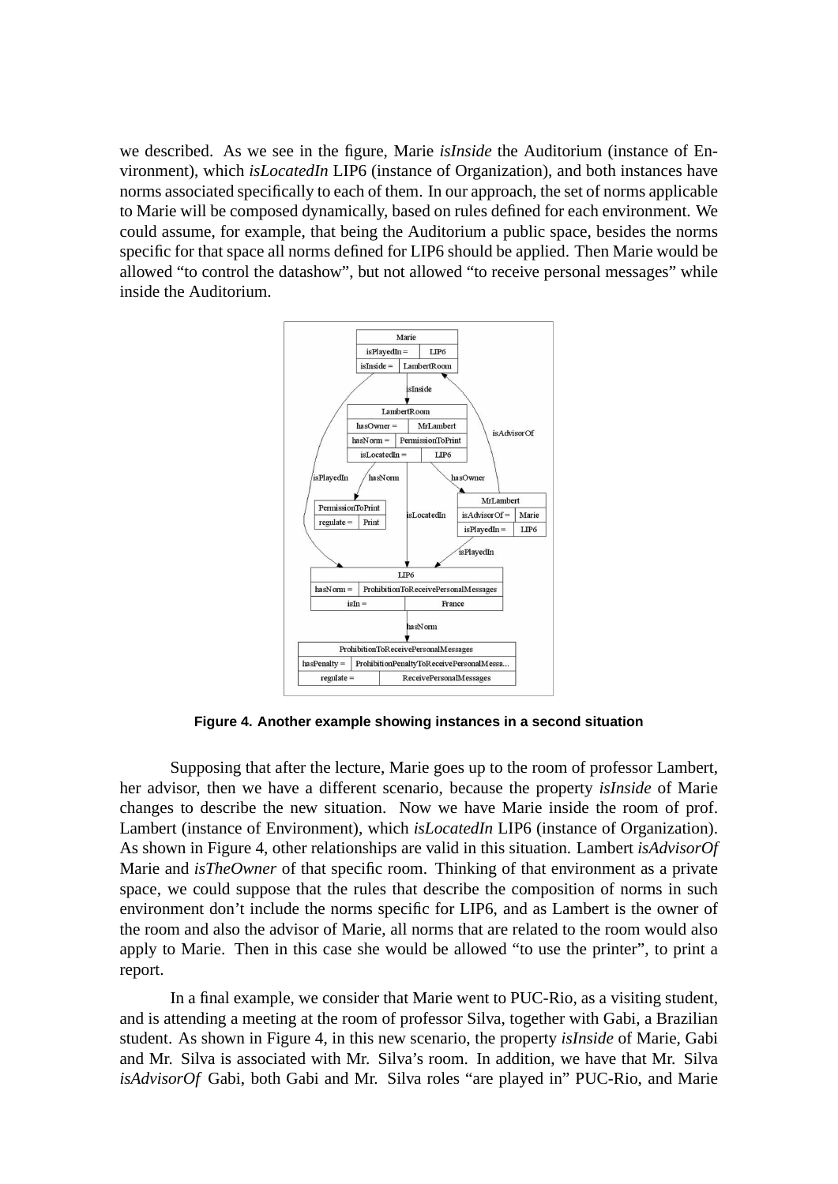we described. As we see in the figure, Marie *isInside* the Auditorium (instance of Environment), which *isLocatedIn* LIP6 (instance of Organization), and both instances have norms associated specifically to each of them. In our approach, the set of norms applicable to Marie will be composed dynamically, based on rules defined for each environment. We could assume, for example, that being the Auditorium a public space, besides the norms specific for that space all norms defined for LIP6 should be applied. Then Marie would be allowed "to control the datashow", but not allowed "to receive personal messages" while inside the Auditorium.

**Figure 4. Another example showing instances in a second situation**

Supposing that after the lecture, Marie goes up to the room of professor Lambert, her advisor, then we have a different scenario, because the property *isInside* of Marie changes to describe the new situation. Now we have Marie inside the room of prof. Lambert (instance of Environment), which *isLocatedIn* LIP6 (instance of Organization). As shown in Figure 4, other relationships are valid in this situation. Lambert *isAdvisorOf* Marie and *isTheOwner* of that specific room. Thinking of that environment as a private space, we could suppose that the rules that describe the composition of norms in such environment don't include the norms specific for LIP6, and as Lambert is the owner of the room and also the advisor of Marie, all norms that are related to the room would also apply to Marie. Then in this case she would be allowed "to use the printer", to print a report.

In a final example, we consider that Marie went to PUC-Rio, as a visiting student, and is attending a meeting at the room of professor Silva, together with Gabi, a Brazilian student. As shown in Figure 4, in this new scenario, the property *isInside* of Marie, Gabi and Mr. Silva is associated with Mr. Silva's room. In addition, we have that Mr. Silva *isAdvisorOf* Gabi, both Gabi and Mr. Silva roles "are played in" PUC-Rio, and Marie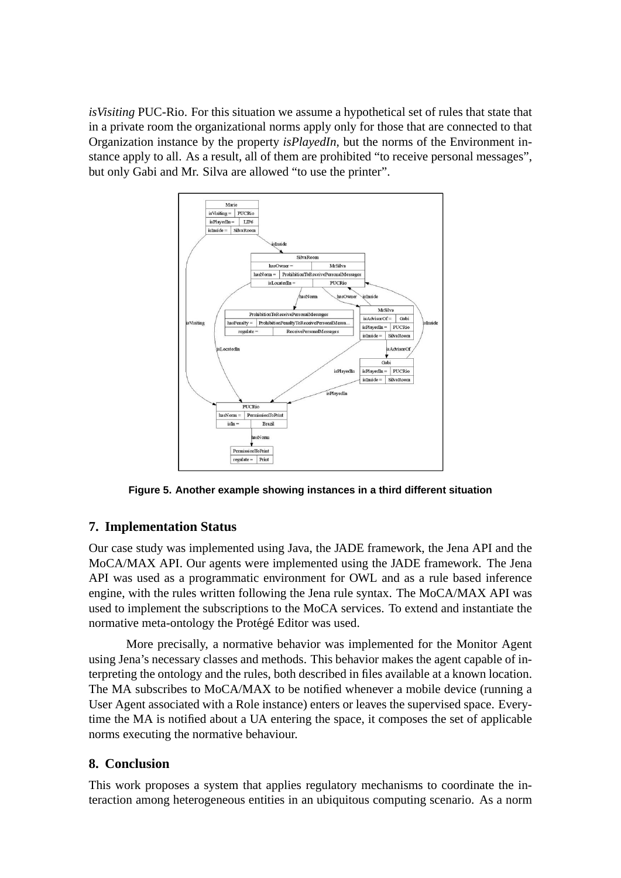*isVisiting* PUC-Rio. For this situation we assume a hypothetical set of rules that state that in a private room the organizational norms apply only for those that are connected to that Organization instance by the property *isPlayedIn*, but the norms of the Environment instance apply to all. As a result, all of them are prohibited "to receive personal messages", but only Gabi and Mr. Silva are allowed "to use the printer".

**Figure 5. Another example showing instances in a third different situation**

## 7. Implementation Status

Our case study was implemented using Java, the JADE framework, the Jena API and the MoCA/MAX API. Our agents were implemented using the JADE framework. The Jena API was used as a programmatic environment for OWL and as a rule based inference engine, with the rules written following the Jena rule syntax. The MoCA/MAX API was used to implement the subscriptions to the MoCA services. To extend and instantiate the normative meta-ontology the Protégé Editor was used.

More precisally, a normative behavior was implemented for the Monitor Agent using Jena's necessary classes and methods. This behavior makes the agent capable of interpreting the ontology and the rules, both described in files available at a known location. The MA subscribes to MoCA/MAX to be notified whenever a mobile device (running a User Agent associated with a Role instance) enters or leaves the supervised space. Everytime the MA is notified about a UA entering the space, it composes the set of applicable norms executing the normative behaviour.

## 8. Conclusion

This work proposes a system that applies regulatory mechanisms to coordinate the interaction among heterogeneous entities in an ubiquitous computing scenario. As a norm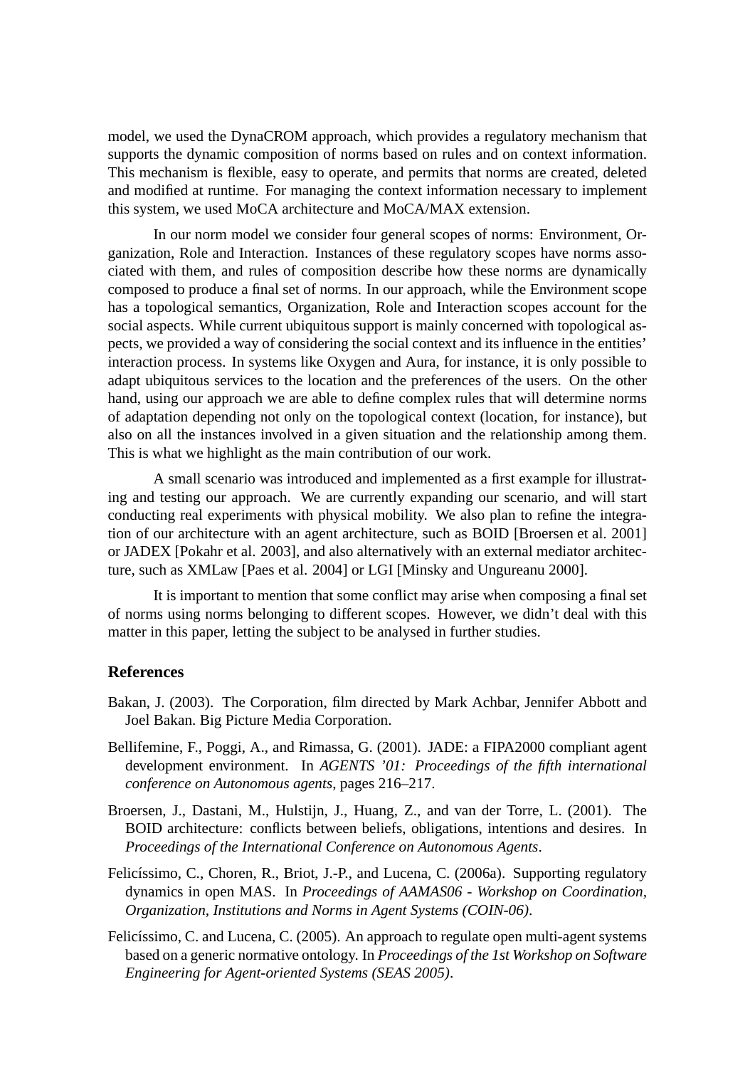model, we used the DynaCROM approach, which provides a regulatory mechanism that supports the dynamic composition of norms based on rules and on context information. This mechanism is flexible, easy to operate, and permits that norms are created, deleted and modified at runtime. For managing the context information necessary to implement this system, we used MoCA architecture and MoCA/MAX extension.

In our norm model we consider four general scopes of norms: Environment, Organization, Role and Interaction. Instances of these regulatory scopes have norms associated with them, and rules of composition describe how these norms are dynamically composed to produce a final set of norms. In our approach, while the Environment scope has a topological semantics, Organization, Role and Interaction scopes account for the social aspects. While current ubiquitous support is mainly concerned with topological aspects, we provided a way of considering the social context and its influence in the entities' interaction process. In systems like Oxygen and Aura, for instance, it is only possible to adapt ubiquitous services to the location and the preferences of the users. On the other hand, using our approach we are able to define complex rules that will determine norms of adaptation depending not only on the topological context (location, for instance), but also on all the instances involved in a given situation and the relationship among them. This is what we highlight as the main contribution of our work.

A small scenario was introduced and implemented as a first example for illustrating and testing our approach. We are currently expanding our scenario, and will start conducting real experiments with physical mobility. We also plan to refine the integration of our architecture with an agent architecture, such as BOID [Broersen et al. 2001] or JADEX [Pokahr et al. 2003], and also alternatively with an external mediator architecture, such as XMLaw [Paes et al. 2004] or LGI [Minsky and Ungureanu 2000].

It is important to mention that some conflict may arise when composing a final set of norms using norms belonging to different scopes. However, we didn't deal with this matter in this paper, letting the subject to be analysed in further studies.

## References

Bakan, J. (2003). The Corporation, film directed by Mark Achbar, Jennifer Abbott and Joel Bakan. Big Picture Media Corporation.

Bellifemine, F., Poggi, A., and Rimassa, G. (2001). JADE: a FIPA2000 compliant agent development environment. In *AGENTS '01: Proceedings of the fifth international conference on Autonomous agents*, pages 216–217.

Broersen, J., Dastani, M., Hulstijn, J., Huang, Z., and van der Torre, L. (2001). The BOID architecture: conflicts between beliefs, obligations, intentions and desires. In *Proceedings of the International Conference on Autonomous Agents*.

Felicíssimo, C., Choren, R., Briot, J.-P., and Lucena, C. (2006a). Supporting regulatory dynamics in open MAS. In *Proceedings of AAMAS06 - Workshop on Coordination, Organization, Institutions and Norms in Agent Systems (COIN-06)*.

Felicíssimo, C. and Lucena, C. (2005). An approach to regulate open multi-agent systems based on a generic normative ontology. In *Proceedings of the 1st Workshop on Software Engineering for Agent-oriented Systems (SEAS 2005)*.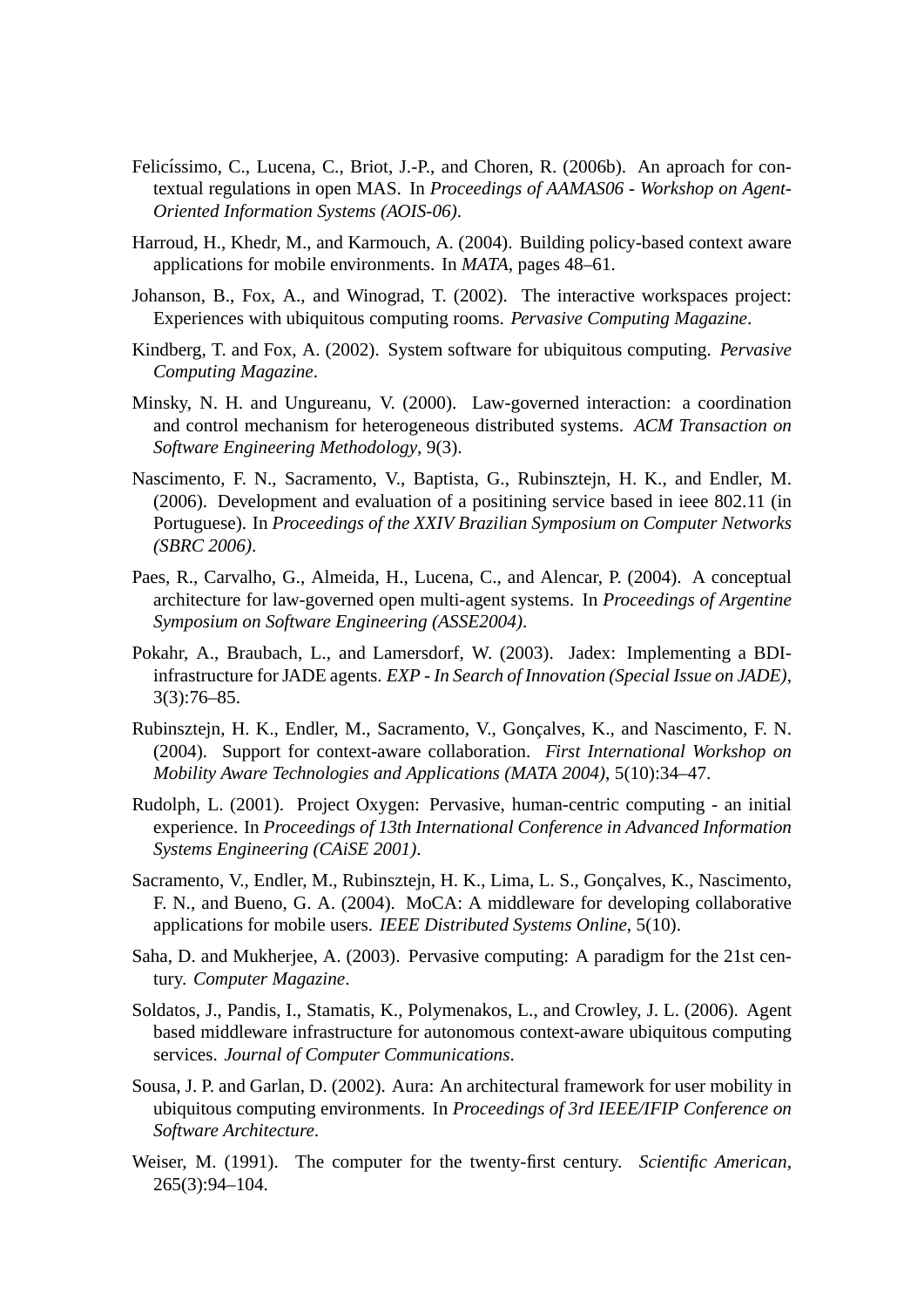Felicíssimo, C., Lucena, C., Briot, J.-P., and Choren, R. (2006b). An aproach for contextual regulations in open MAS. In *Proceedings of AAMAS06 - Workshop on Agent-Oriented Information Systems (AOIS-06)*.

Harroud, H., Khedr, M., and Karmouch, A. (2004). Building policy-based context aware applications for mobile environments. In *MATA*, pages 48–61.

Johanson, B., Fox, A., and Winograd, T. (2002). The interactive workspaces project: Experiences with ubiquitous computing rooms. *Pervasive Computing Magazine*.

Kindberg, T. and Fox, A. (2002). System software for ubiquitous computing. *Pervasive Computing Magazine*.

Minsky, N. H. and Ungureanu, V. (2000). Law-governed interaction: a coordination and control mechanism for heterogeneous distributed systems. *ACM Transaction on Software Engineering Methodology*, 9(3).

Nascimento, F. N., Sacramento, V., Baptista, G., Rubinsztejn, H. K., and Endler, M. (2006). Development and evaluation of a positining service based in ieee 802.11 (in Portuguese). In *Proceedings of the XXIV Brazilian Symposium on Computer Networks (SBRC 2006)*.

Paes, R., Carvalho, G., Almeida, H., Lucena, C., and Alencar, P. (2004). A conceptual architecture for law-governed open multi-agent systems. In *Proceedings of Argentine Symposium on Software Engineering (ASSE2004)*.

Pokahr, A., Braubach, L., and Lamersdorf, W. (2003). Jadex: Implementing a BDI-infrastructure for JADE agents. *EXP - In Search of Innovation (Special Issue on JADE)*, 3(3):76–85.

Rubinsztejn, H. K., Endler, M., Sacramento, V., Gonçalves, K., and Nascimento, F. N. (2004). Support for context-aware collaboration. *First International Workshop on Mobility Aware Technologies and Applications (MATA 2004)*, 5(10):34–47.

Rudolph, L. (2001). Project Oxygen: Pervasive, human-centric computing - an initial experience. In *Proceedings of 13th International Conference in Advanced Information Systems Engineering (CAiSE 2001)*.

Sacramento, V., Endler, M., Rubinsztejn, H. K., Lima, L. S., Gonçalves, K., Nascimento, F. N., and Bueno, G. A. (2004). MoCA: A middleware for developing collaborative applications for mobile users. *IEEE Distributed Systems Online*, 5(10).

Saha, D. and Mukherjee, A. (2003). Pervasive computing: A paradigm for the 21st century. *Computer Magazine*.

Soldatos, J., Pandis, I., Stamatis, K., Polymenakos, L., and Crowley, J. L. (2006). Agent based middleware infrastructure for autonomous context-aware ubiquitous computing services. *Journal of Computer Communications*.

Sousa, J. P. and Garlan, D. (2002). Aura: An architectural framework for user mobility in ubiquitous computing environments. In *Proceedings of 3rd IEEE/IFIP Conference on Software Architecture*.

Weiser, M. (1991). The computer for the twenty-first century. *Scientific American*, 265(3):94–104.